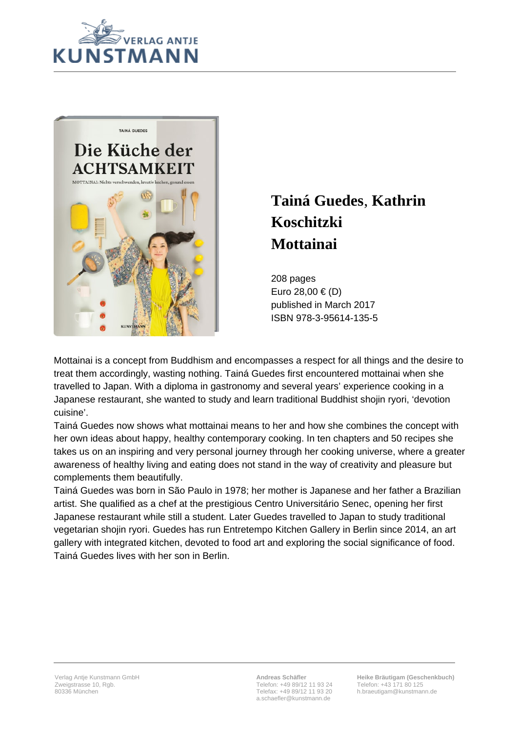# Tainá Guedes, Kathrin Koschitzki
# Mottainai

208 pages
Euro 28,00 € (D)
published in March 2017
ISBN 978-3-95614-135-5

Mottainai is a concept from Buddhism and encompasses a respect for all things and the desire to treat them accordingly, wasting nothing. Tainá Guedes first encountered mottainai when she travelled to Japan. With a diploma in gastronomy and several years' experience cooking in a Japanese restaurant, she wanted to study and learn traditional Buddhist shojin ryori, 'devotion cuisine'.

Tainá Guedes now shows what mottainai means to her and how she combines the concept with her own ideas about happy, healthy contemporary cooking. In ten chapters and 50 recipes she takes us on an inspiring and very personal journey through her cooking universe, where a greater awareness of healthy living and eating does not stand in the way of creativity and pleasure but complements them beautifully.

Tainá Guedes was born in São Paulo in 1978; her mother is Japanese and her father a Brazilian artist. She qualified as a chef at the prestigious Centro Universitário Senec, opening her first Japanese restaurant while still a student. Later Guedes travelled to Japan to study traditional vegetarian shojin ryori. Guedes has run Entretempo Kitchen Gallery in Berlin since 2014, an art gallery with integrated kitchen, devoted to food art and exploring the social significance of food. Tainá Guedes lives with her son in Berlin.

Verlag Antje Kunstmann GmbH
Zweigstrasse 10, Rgb.
80336 München

**Andreas Schäfler**
Telefon: +49 89/12 11 93 24
Telefax: +49 89/12 11 93 20
a.schaefler@kunstmann.de

**Heike Bräutigam (Geschenkbuch)**
Telefon: +43 171 80 125
h.braeutigam@kunstmann.de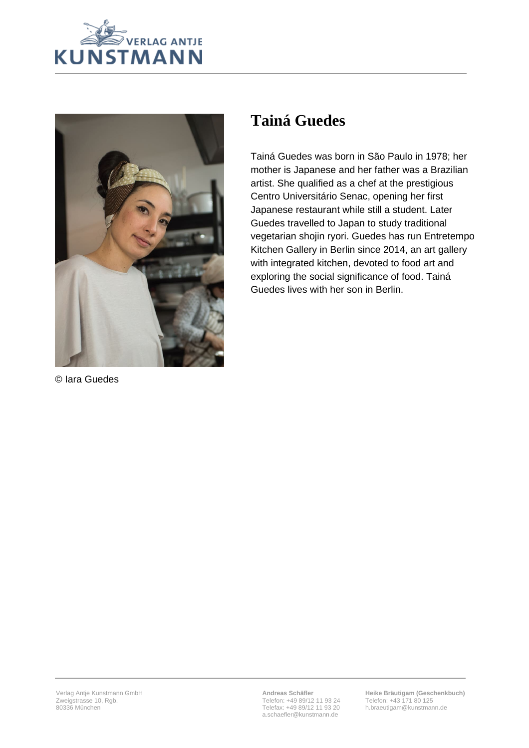# Tainá Guedes

© Iara Guedes

Tainá Guedes was born in São Paulo in 1978; her mother is Japanese and her father was a Brazilian artist. She qualified as a chef at the prestigious Centro Universitário Senac, opening her first Japanese restaurant while still a student. Later Guedes travelled to Japan to study traditional vegetarian shojin ryori. Guedes has run Entretempo Kitchen Gallery in Berlin since 2014, an art gallery with integrated kitchen, devoted to food art and exploring the social significance of food. Tainá Guedes lives with her son in Berlin.